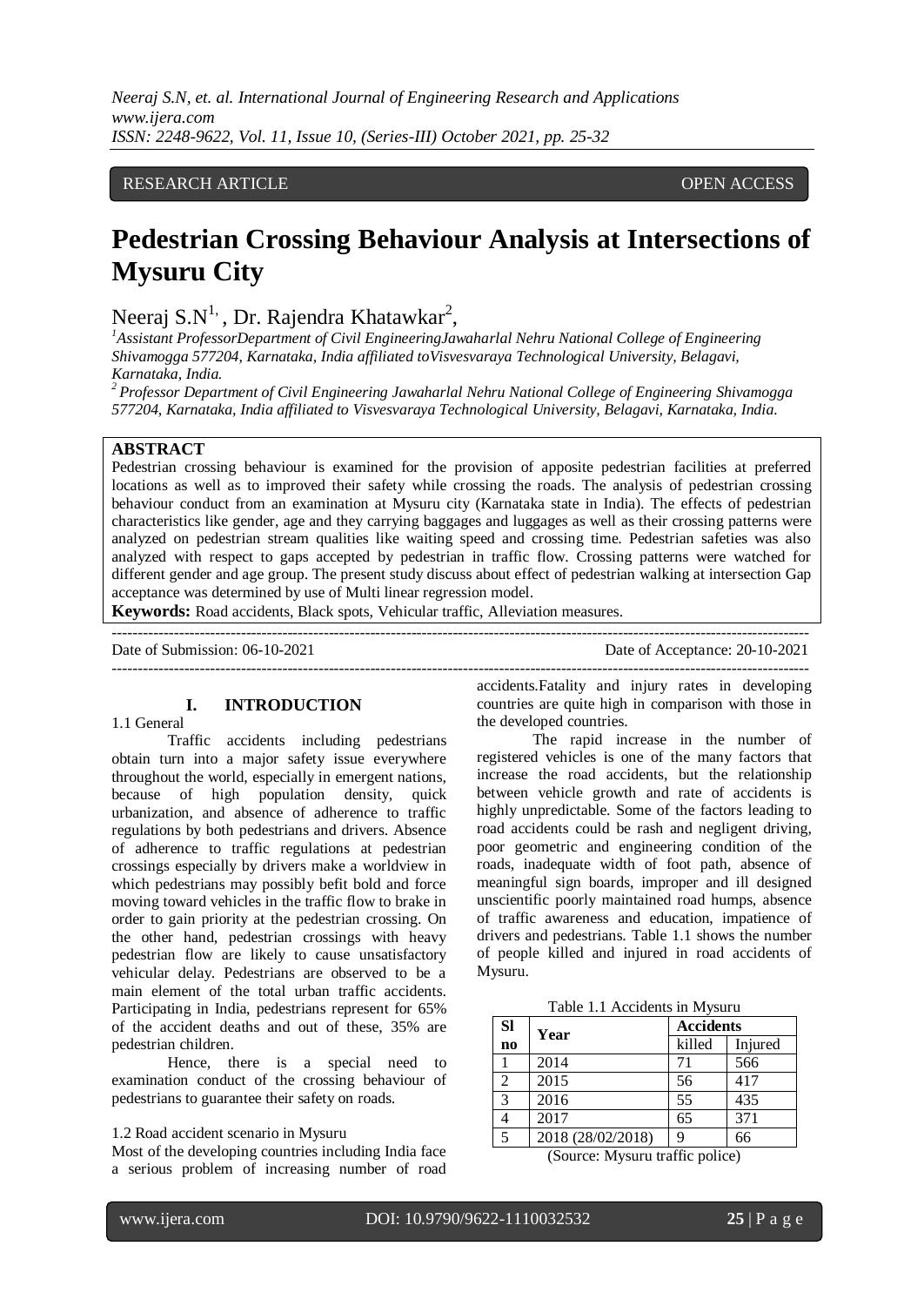RESEARCH ARTICLE OPEN ACCESS

# Pedestrian Crossing Behaviour Analysis at Intersections of Mysuru City

Neeraj S.N[1], Dr. Rajendra Khatawkar[2],

[1]Assistant ProfessorDepartment of Civil EngineeringJawaharlal Nehru National College of Engineering Shivamogga 577204, Karnataka, India affiliated toVisvesvaraya Technological University, Belagavi, Karnataka, India.

[2]Professor Department of Civil Engineering Jawaharlal Nehru National College of Engineering Shivamogga 577204, Karnataka, India affiliated to Visvesvaraya Technological University, Belagavi, Karnataka, India.

## ABSTRACT

Pedestrian crossing behaviour is examined for the provision of apposite pedestrian facilities at preferred locations as well as to improved their safety while crossing the roads. The analysis of pedestrian crossing behaviour conduct from an examination at Mysuru city (Karnataka state in India). The effects of pedestrian characteristics like gender, age and they carrying baggages and luggages as well as their crossing patterns were analyzed on pedestrian stream qualities like waiting speed and crossing time. Pedestrian safeties was also analyzed with respect to gaps accepted by pedestrian in traffic flow. Crossing patterns were watched for different gender and age group. The present study discuss about effect of pedestrian walking at intersection Gap acceptance was determined by use of Multi linear regression model.

**Keywords:** Road accidents, Black spots, Vehicular traffic, Alleviation measures.

Date of Submission: 06-10-2021 Date of Acceptance: 20-10-2021

## I. INTRODUCTION

1.1 General

Traffic accidents including pedestrians obtain turn into a major safety issue everywhere throughout the world, especially in emergent nations, because of high population density, quick urbanization, and absence of adherence to traffic regulations by both pedestrians and drivers. Absence of adherence to traffic regulations at pedestrian crossings especially by drivers make a worldview in which pedestrians may possibly befit bold and force moving toward vehicles in the traffic flow to brake in order to gain priority at the pedestrian crossing. On the other hand, pedestrian crossings with heavy pedestrian flow are likely to cause unsatisfactory vehicular delay. Pedestrians are observed to be a main element of the total urban traffic accidents. Participating in India, pedestrians represent for 65% of the accident deaths and out of these, 35% are pedestrian children.

Hence, there is a special need to examination conduct of the crossing behaviour of pedestrians to guarantee their safety on roads.

1.2 Road accident scenario in Mysuru

Most of the developing countries including India face a serious problem of increasing number of road accidents.Fatality and injury rates in developing countries are quite high in comparison with those in the developed countries.

The rapid increase in the number of registered vehicles is one of the many factors that increase the road accidents, but the relationship between vehicle growth and rate of accidents is highly unpredictable. Some of the factors leading to road accidents could be rash and negligent driving, poor geometric and engineering condition of the roads, inadequate width of foot path, absence of meaningful sign boards, improper and ill designed unscientific poorly maintained road humps, absence of traffic awareness and education, impatience of drivers and pedestrians. Table 1.1 shows the number of people killed and injured in road accidents of Mysuru.

Table 1.1 Accidents in Mysuru

| Sl no | Year | Accidents | |
|---|---|---|---|
| | | killed | Injured |
| 1 | 2014 | 71 | 566 |
| 2 | 2015 | 56 | 417 |
| 3 | 2016 | 55 | 435 |
| 4 | 2017 | 65 | 371 |
| 5 | 2018 (28/02/2018) | 9 | 66 |

(Source: Mysuru traffic police)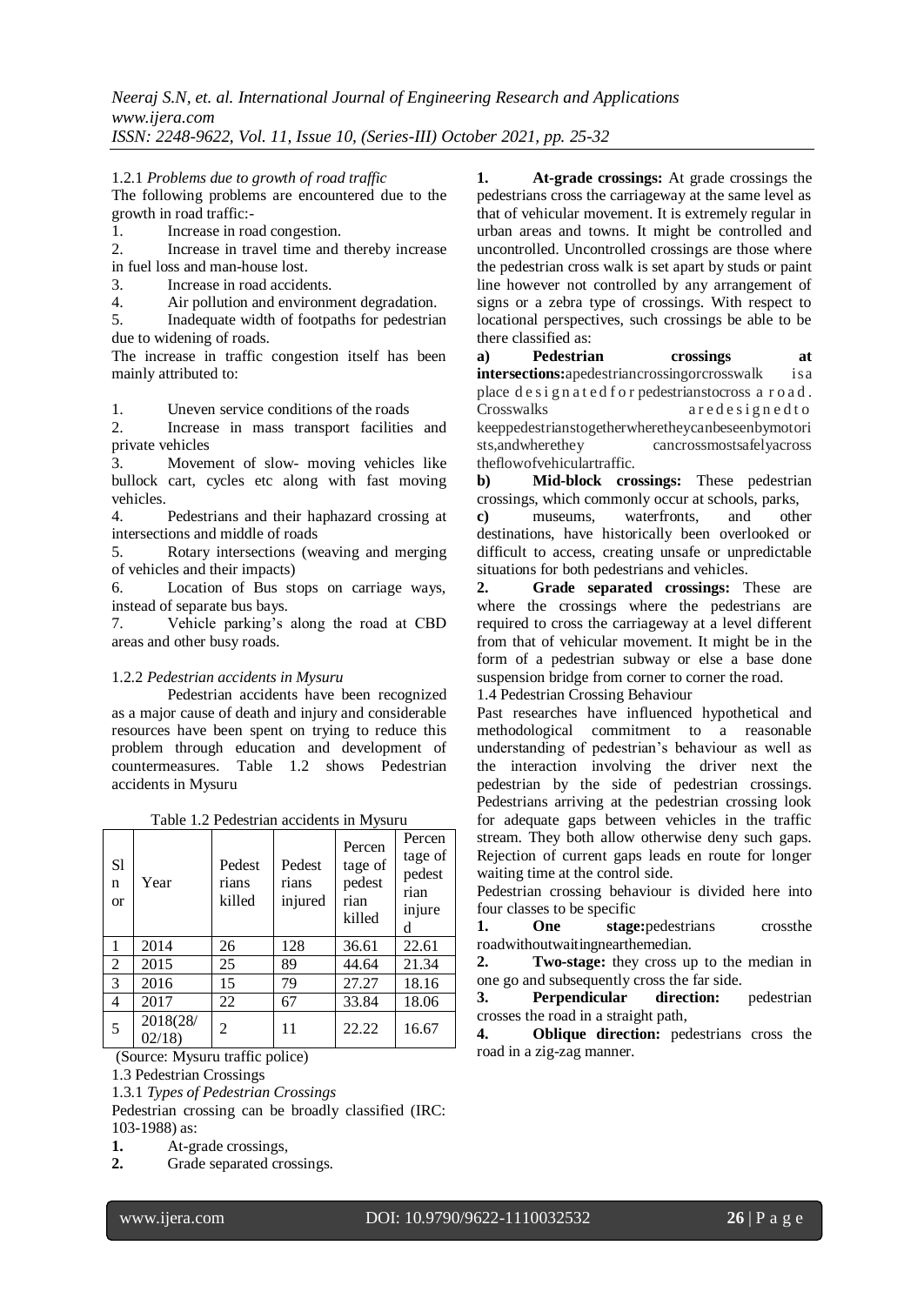1.2.1 *Problems due to growth of road traffic*

The following problems are encountered due to the growth in road traffic:-

1. Increase in road congestion.
2. Increase in travel time and thereby increase in fuel loss and man-house lost.
3. Increase in road accidents.
4. Air pollution and environment degradation.
5. Inadequate width of footpaths for pedestrian due to widening of roads.

The increase in traffic congestion itself has been mainly attributed to:

1. Uneven service conditions of the roads
2. Increase in mass transport facilities and private vehicles
3. Movement of slow- moving vehicles like bullock cart, cycles etc along with fast moving vehicles.
4. Pedestrians and their haphazard crossing at intersections and middle of roads
5. Rotary intersections (weaving and merging of vehicles and their impacts)
6. Location of Bus stops on carriage ways, instead of separate bus bays.
7. Vehicle parking's along the road at CBD areas and other busy roads.

1.2.2 *Pedestrian accidents in Mysuru*

Pedestrian accidents have been recognized as a major cause of death and injury and considerable resources have been spent on trying to reduce this problem through education and development of countermeasures. Table 1.2 shows Pedestrian accidents in Mysuru

Table 1.2 Pedestrian accidents in Mysuru

| Sl no | Year | Pedestrians killed | Pedestrians injured | Percentage of pedestrian killed | Percentage of pedestrian injured |
|---|---|---|---|---|---|
| 1 | 2014 | 26 | 128 | 36.61 | 22.61 |
| 2 | 2015 | 25 | 89 | 44.64 | 21.34 |
| 3 | 2016 | 15 | 79 | 27.27 | 18.16 |
| 4 | 2017 | 22 | 67 | 33.84 | 18.06 |
| 5 | 2018(28/02/18) | 2 | 11 | 22.22 | 16.67 |

(Source: Mysuru traffic police)

1.3 Pedestrian Crossings

1.3.1 *Types of Pedestrian Crossings*

Pedestrian crossing can be broadly classified (IRC: 103-1988) as:

1. At-grade crossings,
2. Grade separated crossings.

**1. At-grade crossings:** At grade crossings the pedestrians cross the carriageway at the same level as that of vehicular movement. It is extremely regular in urban areas and towns. It might be controlled and uncontrolled. Uncontrolled crossings are those where the pedestrian cross walk is set apart by studs or paint line however not controlled by any arrangement of signs or a zebra type of crossings. With respect to locational perspectives, such crossings be able to be there classified as:

**a) Pedestrian crossings at intersections:** apedestriancrossingorcrosswalk isa place designated for pedestrianstocross a road. Crosswalks aredesignedto keeppedestrianstogetherwheretheycanbeseenbymotorists,andwherethey cancrossmostsafelyacross theflowofvehiculartraffic.

**b) Mid-block crossings:** These pedestrian crossings, which commonly occur at schools, parks,

**c)** museums, waterfronts, and other destinations, have historically been overlooked or difficult to access, creating unsafe or unpredictable situations for both pedestrians and vehicles.

**2. Grade separated crossings:** These are where the crossings where the pedestrians are required to cross the carriageway at a level different from that of vehicular movement. It might be in the form of a pedestrian subway or else a base done suspension bridge from corner to corner the road.

1.4 Pedestrian Crossing Behaviour

Past researches have influenced hypothetical and methodological commitment to a reasonable understanding of pedestrian's behaviour as well as the interaction involving the driver next the pedestrian by the side of pedestrian crossings. Pedestrians arriving at the pedestrian crossing look for adequate gaps between vehicles in the traffic stream. They both allow otherwise deny such gaps. Rejection of current gaps leads en route for longer waiting time at the control side.

Pedestrian crossing behaviour is divided here into four classes to be specific

1. **One stage:** pedestrians crossthe roadwithoutwaitingnearthemedian.
2. **Two-stage:** they cross up to the median in one go and subsequently cross the far side.
3. **Perpendicular direction:** pedestrian crosses the road in a straight path,
4. **Oblique direction:** pedestrians cross the road in a zig-zag manner.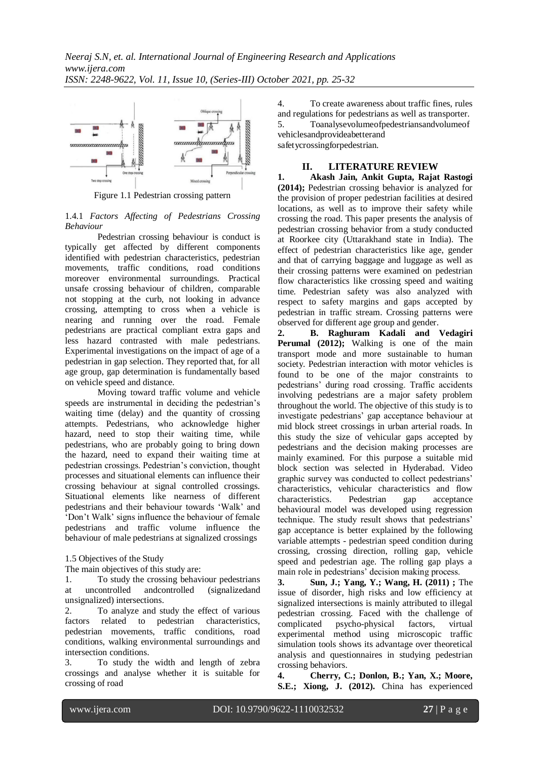Figure 1.1 Pedestrian crossing pattern

### 1.4.1 *Factors Affecting of Pedestrians Crossing Behaviour*

Pedestrian crossing behaviour is conduct is typically get affected by different components identified with pedestrian characteristics, pedestrian movements, traffic conditions, road conditions moreover environmental surroundings. Practical unsafe crossing behaviour of children, comparable not stopping at the curb, not looking in advance crossing, attempting to cross when a vehicle is nearing and running over the road. Female pedestrians are practical compliant extra gaps and less hazard contrasted with male pedestrians. Experimental investigations on the impact of age of a pedestrian in gap selection. They reported that, for all age group, gap determination is fundamentally based on vehicle speed and distance.

Moving toward traffic volume and vehicle speeds are instrumental in deciding the pedestrian's waiting time (delay) and the quantity of crossing attempts. Pedestrians, who acknowledge higher hazard, need to stop their waiting time, while pedestrians, who are probably going to bring down the hazard, need to expand their waiting time at pedestrian crossings. Pedestrian's conviction, thought processes and situational elements can influence their crossing behaviour at signal controlled crossings. Situational elements like nearness of different pedestrians and their behaviour towards 'Walk' and 'Don't Walk' signs influence the behaviour of female pedestrians and traffic volume influence the behaviour of male pedestrians at signalized crossings

### 1.5 Objectives of the Study

The main objectives of this study are:

1. To study the crossing behaviour pedestrians at uncontrolled andcontrolled (signalizedand unsignalized) intersections.
2. To analyze and study the effect of various factors related to pedestrian characteristics, pedestrian movements, traffic conditions, road conditions, walking environmental surroundings and intersection conditions.
3. To study the width and length of zebra crossings and analyse whether it is suitable for crossing of road
4. To create awareness about traffic fines, rules and regulations for pedestrians as well as transporter.
5. Toanalysevolumeofpedestriansandvolumeof vehiclesandprovideabetterand safetycrossingforpedestrian.

## II. LITERATURE REVIEW

**1. Akash Jain, Ankit Gupta, Rajat Rastogi (2014);** Pedestrian crossing behavior is analyzed for the provision of proper pedestrian facilities at desired locations, as well as to improve their safety while crossing the road. This paper presents the analysis of pedestrian crossing behavior from a study conducted at Roorkee city (Uttarakhand state in India). The effect of pedestrian characteristics like age, gender and that of carrying baggage and luggage as well as their crossing patterns were examined on pedestrian flow characteristics like crossing speed and waiting time. Pedestrian safety was also analyzed with respect to safety margins and gaps accepted by pedestrian in traffic stream. Crossing patterns were observed for different age group and gender.

**2. B. Raghuram Kadali and Vedagiri Perumal (2012);** Walking is one of the main transport mode and more sustainable to human society. Pedestrian interaction with motor vehicles is found to be one of the major constraints to pedestrians' during road crossing. Traffic accidents involving pedestrians are a major safety problem throughout the world. The objective of this study is to investigate pedestrians' gap acceptance behaviour at mid block street crossings in urban arterial roads. In this study the size of vehicular gaps accepted by pedestrians and the decision making processes are mainly examined. For this purpose a suitable mid block section was selected in Hyderabad. Video graphic survey was conducted to collect pedestrians' characteristics, vehicular characteristics and flow characteristics. Pedestrian gap acceptance behavioural model was developed using regression technique. The study result shows that pedestrians' gap acceptance is better explained by the following variable attempts - pedestrian speed condition during crossing, crossing direction, rolling gap, vehicle speed and pedestrian age. The rolling gap plays a main role in pedestrians' decision making process.

**3. Sun, J.; Yang, Y.; Wang, H. (2011) ;** The issue of disorder, high risks and low efficiency at signalized intersections is mainly attributed to illegal pedestrian crossing. Faced with the challenge of complicated psycho-physical factors, virtual experimental method using microscopic traffic simulation tools shows its advantage over theoretical analysis and questionnaires in studying pedestrian crossing behaviors.

**4. Cherry, C.; Donlon, B.; Yan, X.; Moore, S.E.; Xiong, J. (2012).** China has experienced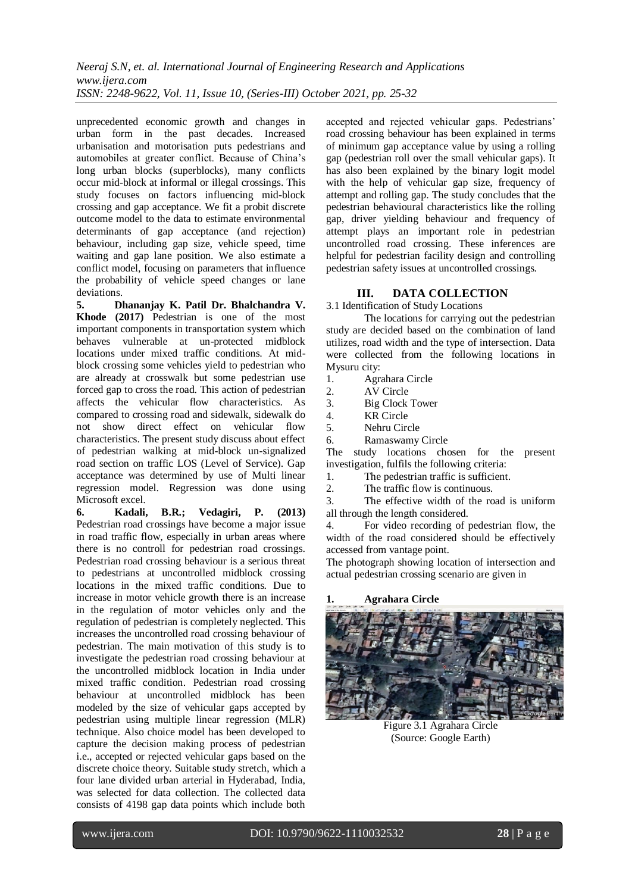unprecedented economic growth and changes in urban form in the past decades. Increased urbanisation and motorisation puts pedestrians and automobiles at greater conflict. Because of China's long urban blocks (superblocks), many conflicts occur mid-block at informal or illegal crossings. This study focuses on factors influencing mid-block crossing and gap acceptance. We fit a probit discrete outcome model to the data to estimate environmental determinants of gap acceptance (and rejection) behaviour, including gap size, vehicle speed, time waiting and gap lane position. We also estimate a conflict model, focusing on parameters that influence the probability of vehicle speed changes or lane deviations.

**5. Dhananjay K. Patil Dr. Bhalchandra V. Khode (2017)** Pedestrian is one of the most important components in transportation system which behaves vulnerable at un-protected midblock locations under mixed traffic conditions. At mid-block crossing some vehicles yield to pedestrian who are already at crosswalk but some pedestrian use forced gap to cross the road. This action of pedestrian affects the vehicular flow characteristics. As compared to crossing road and sidewalk, sidewalk do not show direct effect on vehicular flow characteristics. The present study discuss about effect of pedestrian walking at mid-block un-signalized road section on traffic LOS (Level of Service). Gap acceptance was determined by use of Multi linear regression model. Regression was done using Microsoft excel.

**6. Kadali, B.R.; Vedagiri, P. (2013)** Pedestrian road crossings have become a major issue in road traffic flow, especially in urban areas where there is no controll for pedestrian road crossings. Pedestrian road crossing behaviour is a serious threat to pedestrians at uncontrolled midblock crossing locations in the mixed traffic conditions. Due to increase in motor vehicle growth there is an increase in the regulation of motor vehicles only and the regulation of pedestrian is completely neglected. This increases the uncontrolled road crossing behaviour of pedestrian. The main motivation of this study is to investigate the pedestrian road crossing behaviour at the uncontrolled midblock location in India under mixed traffic condition. Pedestrian road crossing behaviour at uncontrolled midblock has been modeled by the size of vehicular gaps accepted by pedestrian using multiple linear regression (MLR) technique. Also choice model has been developed to capture the decision making process of pedestrian i.e., accepted or rejected vehicular gaps based on the discrete choice theory. Suitable study stretch, which a four lane divided urban arterial in Hyderabad, India, was selected for data collection. The collected data consists of 4198 gap data points which include both accepted and rejected vehicular gaps. Pedestrians' road crossing behaviour has been explained in terms of minimum gap acceptance value by using a rolling gap (pedestrian roll over the small vehicular gaps). It has also been explained by the binary logit model with the help of vehicular gap size, frequency of attempt and rolling gap. The study concludes that the pedestrian behavioural characteristics like the rolling gap, driver yielding behaviour and frequency of attempt plays an important role in pedestrian uncontrolled road crossing. These inferences are helpful for pedestrian facility design and controlling pedestrian safety issues at uncontrolled crossings.

## III. DATA COLLECTION

### 3.1 Identification of Study Locations

The locations for carrying out the pedestrian study are decided based on the combination of land utilizes, road width and the type of intersection. Data were collected from the following locations in Mysuru city:

1. Agrahara Circle
2. AV Circle
3. Big Clock Tower
4. KR Circle
5. Nehru Circle
6. Ramaswamy Circle

The study locations chosen for the present investigation, fulfils the following criteria:

1. The pedestrian traffic is sufficient.
2. The traffic flow is continuous.
3. The effective width of the road is uniform all through the length considered.
4. For video recording of pedestrian flow, the width of the road considered should be effectively accessed from vantage point.

The photograph showing location of intersection and actual pedestrian crossing scenario are given in

**1. Agrahara Circle**

Figure 3.1 Agrahara Circle
(Source: Google Earth)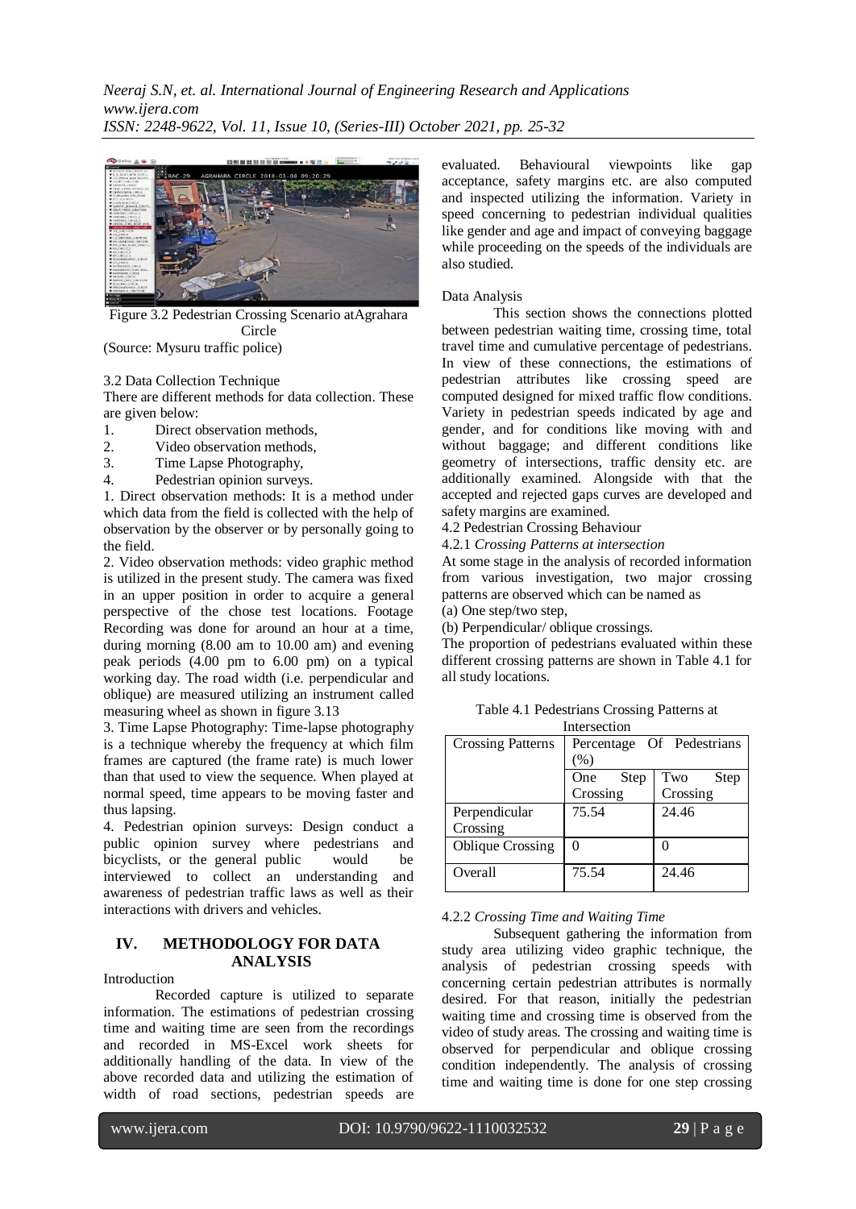Figure 3.2 Pedestrian Crossing Scenario atAgrahara Circle

(Source: Mysuru traffic police)

3.2 Data Collection Technique

There are different methods for data collection. These are given below:

1. Direct observation methods,
2. Video observation methods,
3. Time Lapse Photography,
4. Pedestrian opinion surveys.

1. Direct observation methods: It is a method under which data from the field is collected with the help of observation by the observer or by personally going to the field.

2. Video observation methods: video graphic method is utilized in the present study. The camera was fixed in an upper position in order to acquire a general perspective of the chose test locations. Footage Recording was done for around an hour at a time, during morning (8.00 am to 10.00 am) and evening peak periods (4.00 pm to 6.00 pm) on a typical working day. The road width (i.e. perpendicular and oblique) are measured utilizing an instrument called measuring wheel as shown in figure 3.13

3. Time Lapse Photography: Time-lapse photography is a technique whereby the frequency at which film frames are captured (the frame rate) is much lower than that used to view the sequence. When played at normal speed, time appears to be moving faster and thus lapsing.

4. Pedestrian opinion surveys: Design conduct a public opinion survey where pedestrians and bicyclists, or the general public would be interviewed to collect an understanding and awareness of pedestrian traffic laws as well as their interactions with drivers and vehicles.

## IV. METHODOLOGY FOR DATA ANALYSIS

Introduction

Recorded capture is utilized to separate information. The estimations of pedestrian crossing time and waiting time are seen from the recordings and recorded in MS-Excel work sheets for additionally handling of the data. In view of the above recorded data and utilizing the estimation of width of road sections, pedestrian speeds are evaluated. Behavioural viewpoints like gap acceptance, safety margins etc. are also computed and inspected utilizing the information. Variety in speed concerning to pedestrian individual qualities like gender and age and impact of conveying baggage while proceeding on the speeds of the individuals are also studied.

Data Analysis

This section shows the connections plotted between pedestrian waiting time, crossing time, total travel time and cumulative percentage of pedestrians. In view of these connections, the estimations of pedestrian attributes like crossing speed are computed designed for mixed traffic flow conditions. Variety in pedestrian speeds indicated by age and gender, and for conditions like moving with and without baggage; and different conditions like geometry of intersections, traffic density etc. are additionally examined. Alongside with that the accepted and rejected gaps curves are developed and safety margins are examined.

4.2 Pedestrian Crossing Behaviour

4.2.1 *Crossing Patterns at intersection*

At some stage in the analysis of recorded information from various investigation, two major crossing patterns are observed which can be named as

(a) One step/two step,

(b) Perpendicular/ oblique crossings.

The proportion of pedestrians evaluated within these different crossing patterns are shown in Table 4.1 for all study locations.

Table 4.1 Pedestrians Crossing Patterns at Intersection

| Crossing Patterns | Percentage Of Pedestrians (%) | |
|---|---|---|
| | One Step Crossing | Two Step Crossing |
| Perpendicular Crossing | 75.54 | 24.46 |
| Oblique Crossing | 0 | 0 |
| Overall | 75.54 | 24.46 |

4.2.2 *Crossing Time and Waiting Time*

Subsequent gathering the information from study area utilizing video graphic technique, the analysis of pedestrian crossing speeds with concerning certain pedestrian attributes is normally desired. For that reason, initially the pedestrian waiting time and crossing time is observed from the video of study areas. The crossing and waiting time is observed for perpendicular and oblique crossing condition independently. The analysis of crossing time and waiting time is done for one step crossing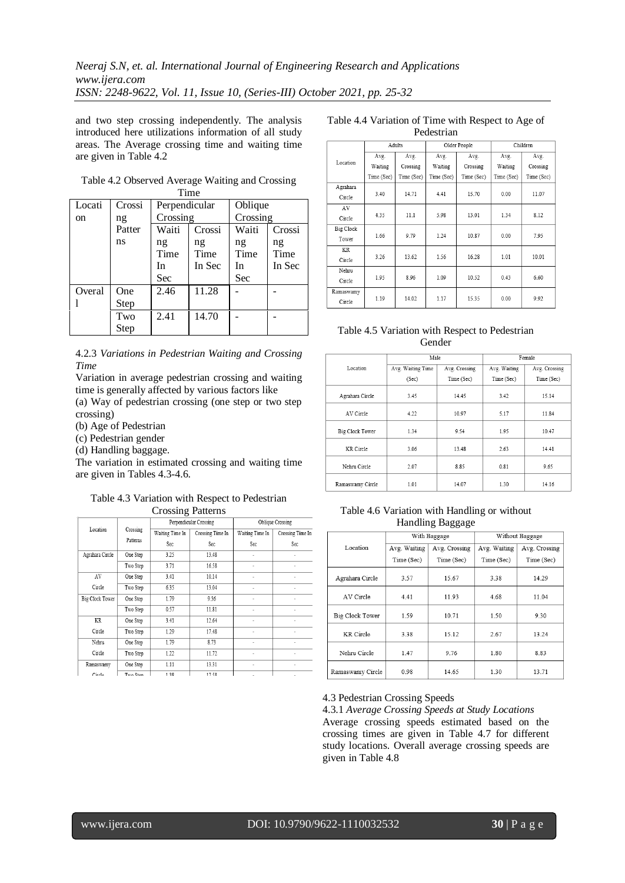and two step crossing independently. The analysis introduced here utilizations information of all study areas. The Average crossing time and waiting time are given in Table 4.2

Table 4.2 Observed Average Waiting and Crossing Time

| Location | Crossing Patterns | Perpendicular Crossing | | Oblique Crossing | |
|---|---|---|---|---|---|
| | | Waiting Time In Sec | Crossing Time In Sec | Waiting Time In Sec | Crossing Time In Sec |
| Overall | One Step | 2.46 | 11.28 | - | - |
| | Two Step | 2.41 | 14.70 | - | - |

4.2.3 *Variations in Pedestrian Waiting and Crossing Time*

Variation in average pedestrian crossing and waiting time is generally affected by various factors like

(a) Way of pedestrian crossing (one step or two step crossing)

(b) Age of Pedestrian

(c) Pedestrian gender

(d) Handling baggage.

The variation in estimated crossing and waiting time are given in Tables 4.3-4.6.

Table 4.3 Variation with Respect to Pedestrian Crossing Patterns

| Location | Crossing Patterns | Perpendicular Crossing | | Oblique Crossing | |
|---|---|---|---|---|---|
| | | Waiting Time In Sec | Crossing Time In Sec | Waiting Time In Sec | Crossing Time In Sec |
| Agrahara Circle | One Step | 3.25 | 13.48 | - | - |
| | Two Step | 3.71 | 16.38 | - | - |
| AV Circle | One Step | 3.41 | 10.14 | - | - |
| | Two Step | 6.35 | 13.04 | - | - |
| Big Clock Tower | One Step | 1.79 | 9.36 | - | - |
| | Two Step | 0.57 | 11.81 | - | - |
| KR Circle | One Step | 3.41 | 12.64 | - | - |
| | Two Step | 1.29 | 17.48 | - | - |
| Nehru Circle | One Step | 1.79 | 8.73 | - | - |
| | Two Step | 1.22 | 11.72 | - | - |
| Ramaswamy Circle | One Step | 1.11 | 13.31 | - | - |
| | Two Step | 1.38 | 17.58 | - | - |

Table 4.4 Variation of Time with Respect to Age of Pedestrian

| Location | Adults | | Older People | | Children | |
|---|---|---|---|---|---|---|
| | Avg. Waiting Time (Sec) | Avg. Crossing Time (Sec) | Avg. Waiting Time (Sec) | Avg. Crossing Time (Sec) | Avg. Waiting Time (Sec) | Avg. Crossing Time (Sec) |
| Agrahara Circle | 3.40 | 14.71 | 4.41 | 15.70 | 0.00 | 11.07 |
| AV Circle | 4.35 | 11.1 | 5.98 | 13.01 | 1.34 | 8.12 |
| Big Clock Tower | 1.66 | 9.79 | 1.24 | 10.87 | 0.00 | 7.95 |
| KR Circle | 3.26 | 13.62 | 1.56 | 16.28 | 1.01 | 10.01 |
| Nehru Circle | 1.95 | 8.96 | 1.09 | 10.52 | 0.43 | 6.60 |
| Ramaswamy Circle | 1.19 | 14.02 | 1.17 | 15.35 | 0.00 | 9.92 |

Table 4.5 Variation with Respect to Pedestrian Gender

| Location | Male | | Female | |
|---|---|---|---|---|
| | Avg. Waiting Time (Sec) | Avg. Crossing Time (Sec) | Avg. Waiting Time (Sec) | Avg. Crossing Time (Sec) |
| Agrahara Circle | 3.45 | 14.45 | 3.42 | 15.14 |
| AV Circle | 4.22 | 10.97 | 5.17 | 11.84 |
| Big Clock Tower | 1.34 | 9.54 | 1.95 | 10.47 |
| KR Circle | 3.06 | 13.48 | 2.63 | 14.41 |
| Nehru Circle | 2.07 | 8.85 | 0.81 | 9.65 |
| Ramaswamy Circle | 1.01 | 14.07 | 1.30 | 14.16 |

Table 4.6 Variation with Handling or without Handling Baggage

| Location | With Baggage | | Without Baggage | |
|---|---|---|---|---|
| | Avg. Waiting Time (Sec) | Avg. Crossing Time (Sec) | Avg. Waiting Time (Sec) | Avg. Crossing Time (Sec) |
| Agrahara Circle | 3.57 | 15.67 | 3.38 | 14.29 |
| AV Circle | 4.41 | 11.93 | 4.68 | 11.04 |
| Big Clock Tower | 1.59 | 10.71 | 1.50 | 9.30 |
| KR Circle | 3.38 | 15.12 | 2.67 | 13.24 |
| Nehru Circle | 1.47 | 9.76 | 1.80 | 8.83 |
| Ramaswamy Circle | 0.98 | 14.65 | 1.30 | 13.71 |

4.3 Pedestrian Crossing Speeds

4.3.1 *Average Crossing Speeds at Study Locations*

Average crossing speeds estimated based on the crossing times are given in Table 4.7 for different study locations. Overall average crossing speeds are given in Table 4.8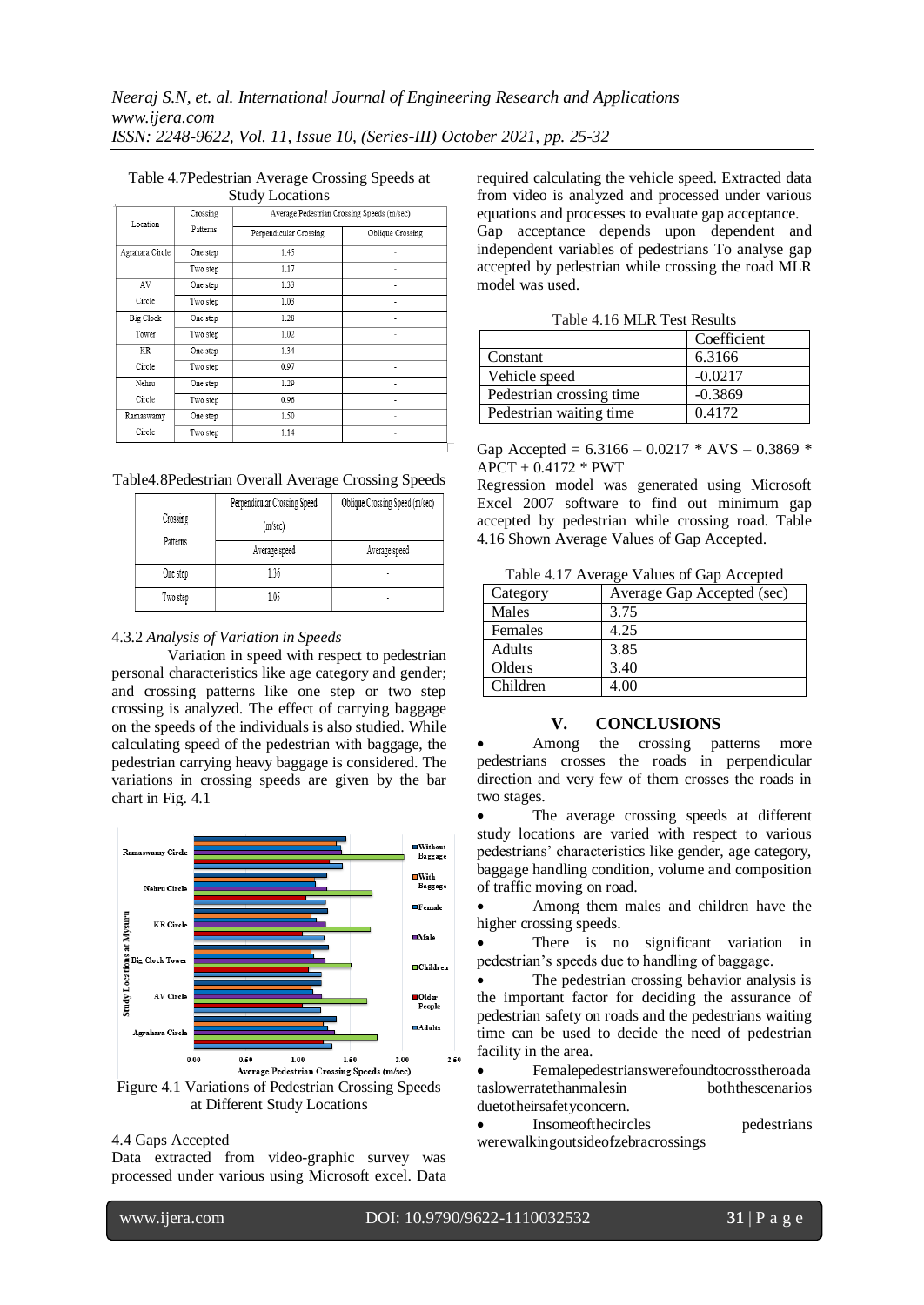Table 4.7Pedestrian Average Crossing Speeds at Study Locations

| Location | Crossing Patterns | Average Pedestrian Crossing Speeds (m/sec) | |
|---|---|---|---|
| | | Perpendicular Crossing | Oblique Crossing |
| Agrahara Circle | One step | 1.45 | - |
| | Two step | 1.17 | - |
| AV Circle | One step | 1.33 | - |
| | Two step | 1.03 | - |
| Big Clock Tower | One step | 1.28 | - |
| | Two step | 1.02 | - |
| KR Circle | One step | 1.34 | - |
| | Two step | 0.97 | - |
| Nehru Circle | One step | 1.29 | - |
| | Two step | 0.96 | - |
| Ramaswamy Circle | One step | 1.50 | - |
| | Two step | 1.14 | - |

Table4.8Pedestrian Overall Average Crossing Speeds

| Crossing Patterns | Perpendicular Crossing Speed (m/sec) | Oblique Crossing Speed (m/sec) |
|---|---|---|
| | Average speed | Average speed |
| One step | 1.36 | - |
| Two step | 1.05 | - |

4.3.2 *Analysis of Variation in Speeds*

Variation in speed with respect to pedestrian personal characteristics like age category and gender; and crossing patterns like one step or two step crossing is analyzed. The effect of carrying baggage on the speeds of the individuals is also studied. While calculating speed of the pedestrian with baggage, the pedestrian carrying heavy baggage is considered. The variations in crossing speeds are given by the bar chart in Fig. 4.1

Figure 4.1 Variations of Pedestrian Crossing Speeds at Different Study Locations

4.4 Gaps Accepted

Data extracted from video-graphic survey was processed under various using Microsoft excel. Data required calculating the vehicle speed. Extracted data from video is analyzed and processed under various equations and processes to evaluate gap acceptance. Gap acceptance depends upon dependent and independent variables of pedestrians To analyse gap accepted by pedestrian while crossing the road MLR model was used.

Table 4.16 MLR Test Results

| | Coefficient |
|---|---|
| Constant | 6.3166 |
| Vehicle speed | -0.0217 |
| Pedestrian crossing time | -0.3869 |
| Pedestrian waiting time | 0.4172 |

$$\text{Gap Accepted} = 6.3166 - 0.0217 * AVS - 0.3869 * APCT + 0.4172 * PWT$$

Regression model was generated using Microsoft Excel 2007 software to find out minimum gap accepted by pedestrian while crossing road. Table 4.16 Shown Average Values of Gap Accepted.

Table 4.17 Average Values of Gap Accepted

| Category | Average Gap Accepted (sec) |
|---|---|
| Males | 3.75 |
| Females | 4.25 |
| Adults | 3.85 |
| Olders | 3.40 |
| Children | 4.00 |

## V. CONCLUSIONS

- Among the crossing patterns more pedestrians crosses the roads in perpendicular direction and very few of them crosses the roads in two stages.
- The average crossing speeds at different study locations are varied with respect to various pedestrians' characteristics like gender, age category, baggage handling condition, volume and composition of traffic moving on road.
- Among them males and children have the higher crossing speeds.
- There is no significant variation in pedestrian's speeds due to handling of baggage.
- The pedestrian crossing behavior analysis is the important factor for deciding the assurance of pedestrian safety on roads and the pedestrians waiting time can be used to decide the need of pedestrian facility in the area.
- Femalepedestrianswerefoundtocrosstheroadataslowerratethanmalesin boththescenarios duetotheirsafetyconcern.
- Insomeofthecircles pedestrians werewalkingoutsideofzebracrossings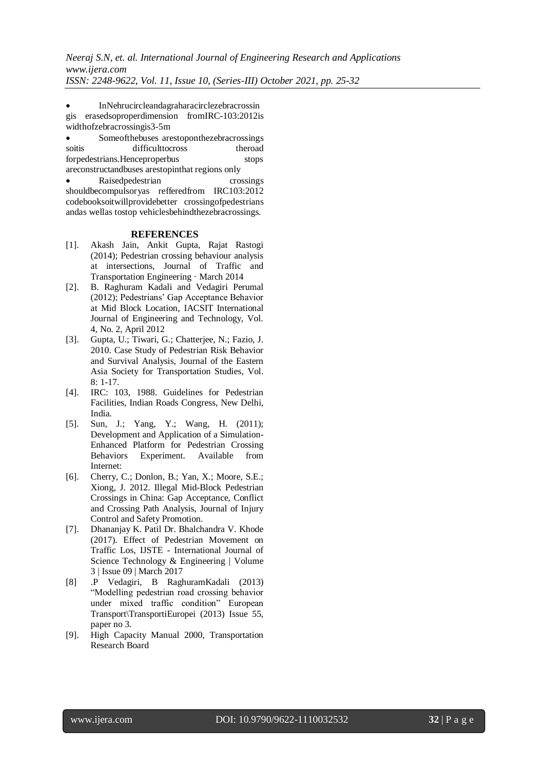- InNehrucircleandagraharacirclezebracrossin gis erasedsoproperdimension fromIRC-103:2012is widthofzebracrossingis3-5m
- Someofthebuses arestoponthezebracrossings soitis difficulttocross theroad forpedestrians.Henceproperbus stops areconstructandbuses arestopinthat regions only
- Raisedpedestrian crossings shouldbecompulsoryas refferedfrom IRC103:2012 codebooksoitwillprovidebetter crossingofpedestrians andas wellas tostop vehiclesbehindthezebracrossings.

## REFERENCES

[1]. Akash Jain, Ankit Gupta, Rajat Rastogi (2014); Pedestrian crossing behaviour analysis at intersections, Journal of Traffic and Transportation Engineering · March 2014

[2]. B. Raghuram Kadali and Vedagiri Perumal (2012); Pedestrians' Gap Acceptance Behavior at Mid Block Location, IACSIT International Journal of Engineering and Technology, Vol. 4, No. 2, April 2012

[3]. Gupta, U.; Tiwari, G.; Chatterjee, N.; Fazio, J. 2010. Case Study of Pedestrian Risk Behavior and Survival Analysis, Journal of the Eastern Asia Society for Transportation Studies, Vol. 8: 1-17.

[4]. IRC: 103, 1988. Guidelines for Pedestrian Facilities, Indian Roads Congress, New Delhi, India.

[5]. Sun, J.; Yang, Y.; Wang, H. (2011); Development and Application of a Simulation-Enhanced Platform for Pedestrian Crossing Behaviors Experiment. Available from Internet:

[6]. Cherry, C.; Donlon, B.; Yan, X.; Moore, S.E.; Xiong, J. 2012. Illegal Mid-Block Pedestrian Crossings in China: Gap Acceptance, Conflict and Crossing Path Analysis, Journal of Injury Control and Safety Promotion.

[7]. Dhananjay K. Patil Dr. Bhalchandra V. Khode (2017). Effect of Pedestrian Movement on Traffic Los, IJSTE - International Journal of Science Technology & Engineering | Volume 3 | Issue 09 | March 2017

[8] .P Vedagiri, B RaghuramKadali (2013) "Modelling pedestrian road crossing behavior under mixed traffic condition" European Transport\TransportiEuropei (2013) Issue 55, paper no 3.

[9]. High Capacity Manual 2000, Transportation Research Board